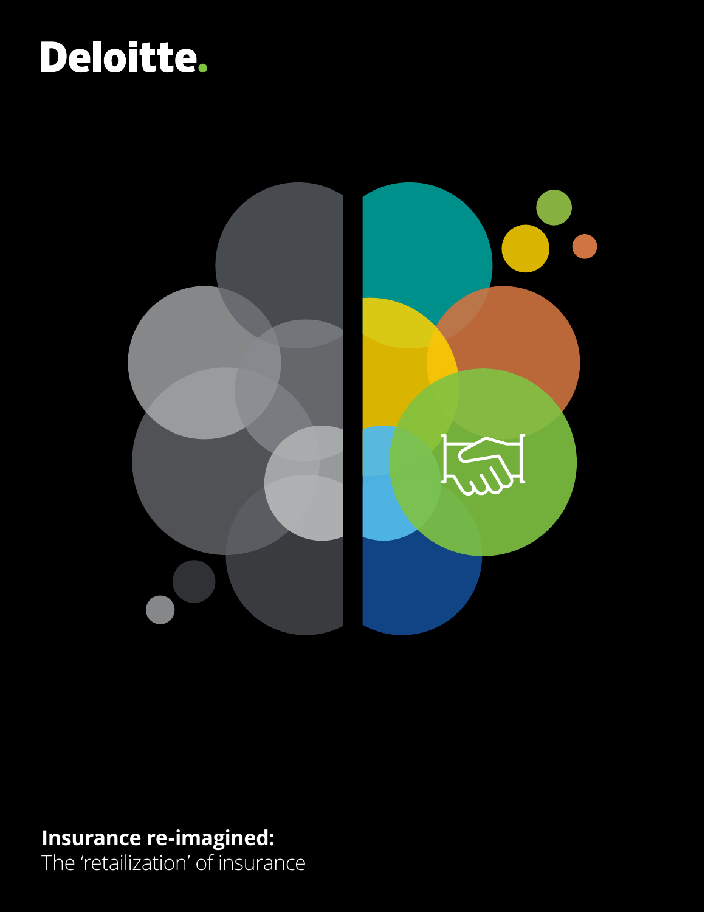Deloitte.

# Insurance re-imagined:

The 'retailization' of insurance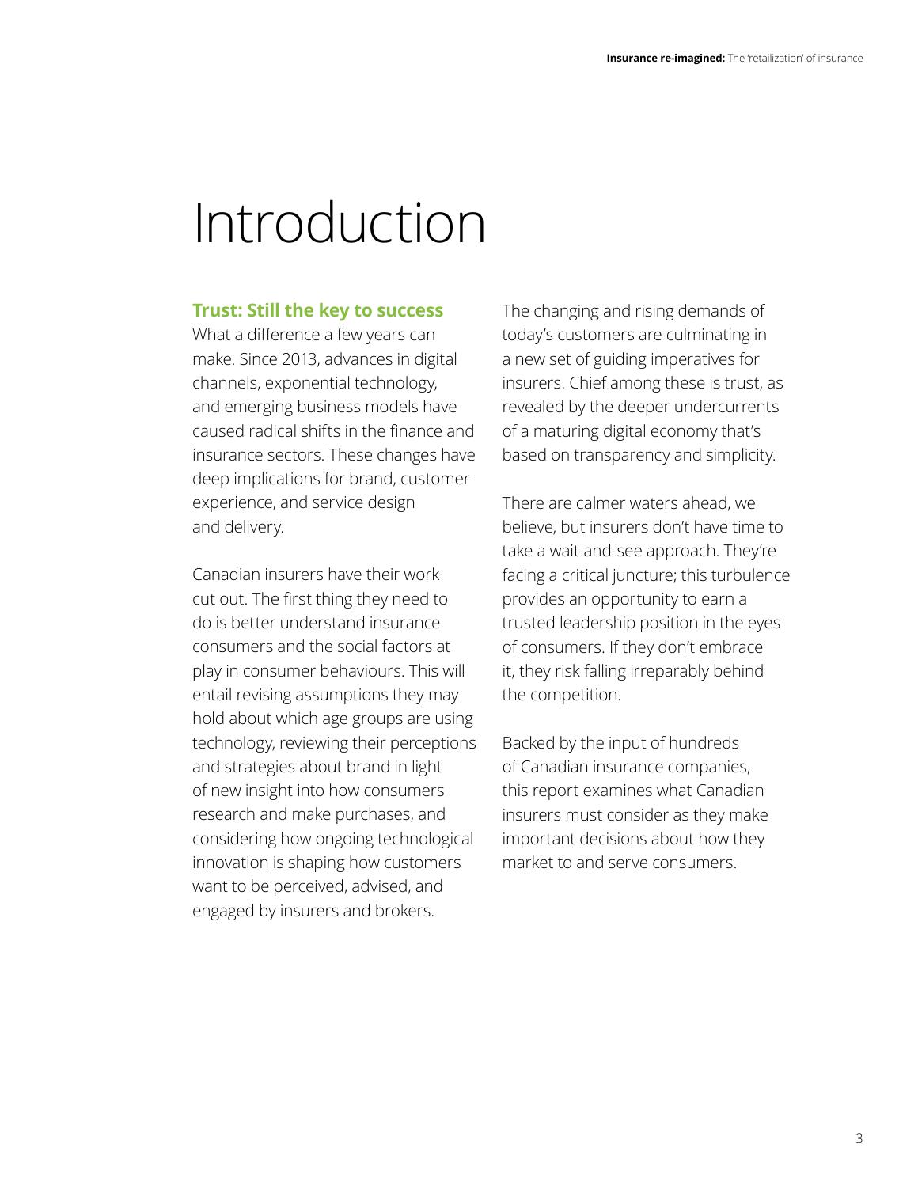# Introduction

## Trust: Still the key to success

What a difference a few years can make. Since 2013, advances in digital channels, exponential technology, and emerging business models have caused radical shifts in the finance and insurance sectors. These changes have deep implications for brand, customer experience, and service design and delivery.

Canadian insurers have their work cut out. The first thing they need to do is better understand insurance consumers and the social factors at play in consumer behaviours. This will entail revising assumptions they may hold about which age groups are using technology, reviewing their perceptions and strategies about brand in light of new insight into how consumers research and make purchases, and considering how ongoing technological innovation is shaping how customers want to be perceived, advised, and engaged by insurers and brokers.

The changing and rising demands of today's customers are culminating in a new set of guiding imperatives for insurers. Chief among these is trust, as revealed by the deeper undercurrents of a maturing digital economy that's based on transparency and simplicity.

There are calmer waters ahead, we believe, but insurers don't have time to take a wait-and-see approach. They're facing a critical juncture; this turbulence provides an opportunity to earn a trusted leadership position in the eyes of consumers. If they don't embrace it, they risk falling irreparably behind the competition.

Backed by the input of hundreds of Canadian insurance companies, this report examines what Canadian insurers must consider as they make important decisions about how they market to and serve consumers.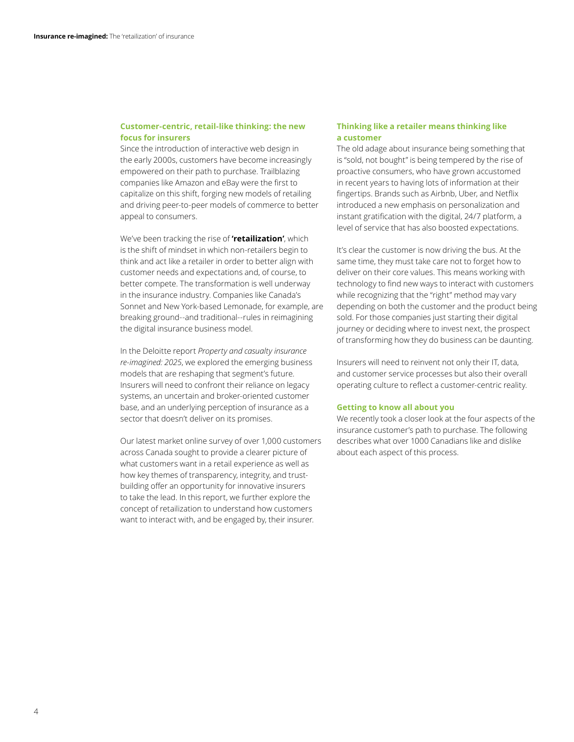## Customer-centric, retail-like thinking: the new focus for insurers

Since the introduction of interactive web design in the early 2000s, customers have become increasingly empowered on their path to purchase. Trailblazing companies like Amazon and eBay were the first to capitalize on this shift, forging new models of retailing and driving peer-to-peer models of commerce to better appeal to consumers.

We've been tracking the rise of **'retailization'**, which is the shift of mindset in which non-retailers begin to think and act like a retailer in order to better align with customer needs and expectations and, of course, to better compete. The transformation is well underway in the insurance industry. Companies like Canada's Sonnet and New York-based Lemonade, for example, are breaking ground--and traditional--rules in reimagining the digital insurance business model.

In the Deloitte report *Property and casualty insurance re-imagined: 2025*, we explored the emerging business models that are reshaping that segment's future. Insurers will need to confront their reliance on legacy systems, an uncertain and broker-oriented customer base, and an underlying perception of insurance as a sector that doesn't deliver on its promises.

Our latest market online survey of over 1,000 customers across Canada sought to provide a clearer picture of what customers want in a retail experience as well as how key themes of transparency, integrity, and trust-building offer an opportunity for innovative insurers to take the lead. In this report, we further explore the concept of retailization to understand how customers want to interact with, and be engaged by, their insurer.

## Thinking like a retailer means thinking like a customer

The old adage about insurance being something that is "sold, not bought" is being tempered by the rise of proactive consumers, who have grown accustomed in recent years to having lots of information at their fingertips. Brands such as Airbnb, Uber, and Netflix introduced a new emphasis on personalization and instant gratification with the digital, 24/7 platform, a level of service that has also boosted expectations.

It's clear the customer is now driving the bus. At the same time, they must take care not to forget how to deliver on their core values. This means working with technology to find new ways to interact with customers while recognizing that the "right" method may vary depending on both the customer and the product being sold. For those companies just starting their digital journey or deciding where to invest next, the prospect of transforming how they do business can be daunting.

Insurers will need to reinvent not only their IT, data, and customer service processes but also their overall operating culture to reflect a customer-centric reality.

## Getting to know all about you

We recently took a closer look at the four aspects of the insurance customer's path to purchase. The following describes what over 1000 Canadians like and dislike about each aspect of this process.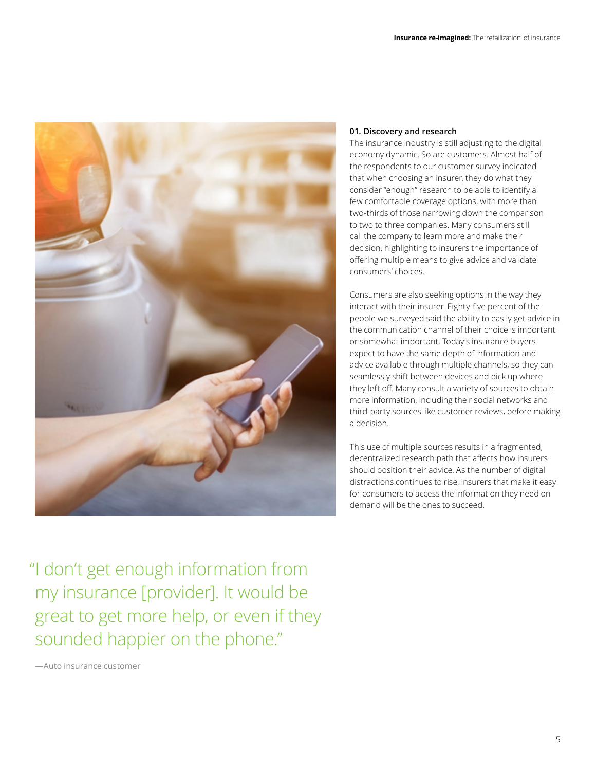### 01. Discovery and research

The insurance industry is still adjusting to the digital economy dynamic. So are customers. Almost half of the respondents to our customer survey indicated that when choosing an insurer, they do what they consider "enough" research to be able to identify a few comfortable coverage options, with more than two-thirds of those narrowing down the comparison to two to three companies. Many consumers still call the company to learn more and make their decision, highlighting to insurers the importance of offering multiple means to give advice and validate consumers' choices.

Consumers are also seeking options in the way they interact with their insurer. Eighty-five percent of the people we surveyed said the ability to easily get advice in the communication channel of their choice is important or somewhat important. Today's insurance buyers expect to have the same depth of information and advice available through multiple channels, so they can seamlessly shift between devices and pick up where they left off. Many consult a variety of sources to obtain more information, including their social networks and third-party sources like customer reviews, before making a decision.

This use of multiple sources results in a fragmented, decentralized research path that affects how insurers should position their advice. As the number of digital distractions continues to rise, insurers that make it easy for consumers to access the information they need on demand will be the ones to succeed.

> "I don't get enough information from my insurance [provider]. It would be great to get more help, or even if they sounded happier on the phone."
>
> —Auto insurance customer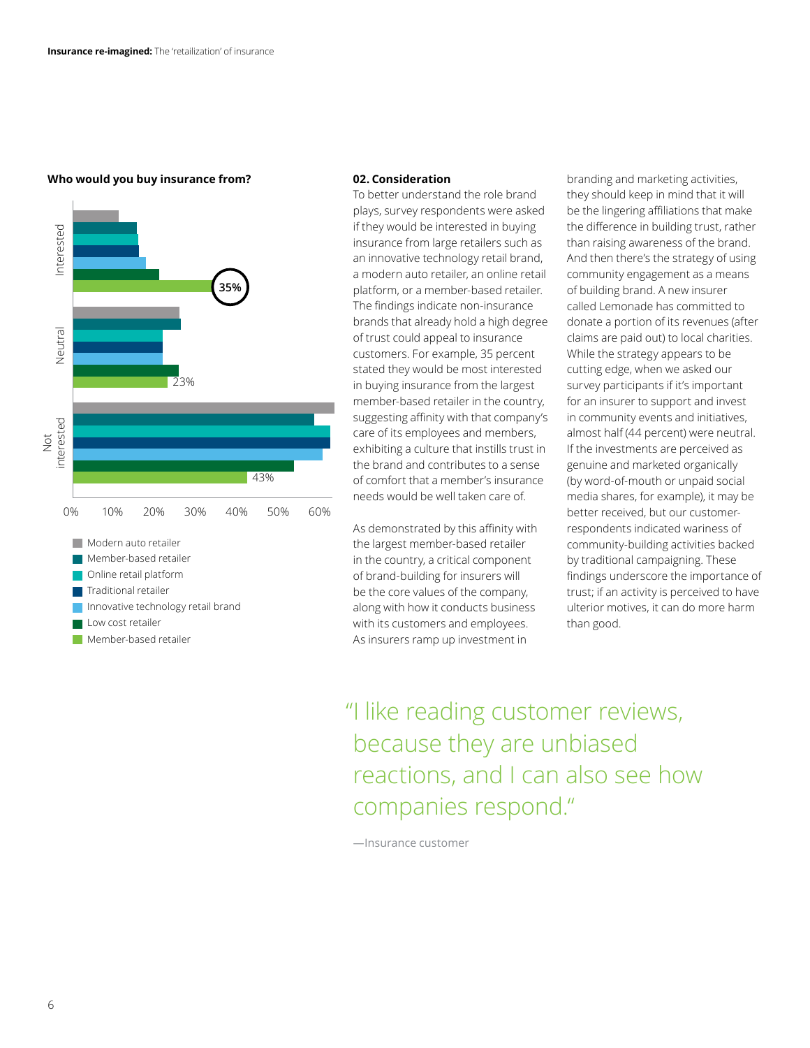**Who would you buy insurance from?**

Interested

35%

Neutral

23%

Not interested

43%

0% 10% 20% 30% 40% 50% 60%

Modern auto retailer
Member-based retailer
Online retail platform
Traditional retailer
Innovative technology retail brand
Low cost retailer
Member-based retailer

### 02. Consideration

To better understand the role brand plays, survey respondents were asked if they would be interested in buying insurance from large retailers such as an innovative technology retail brand, a modern auto retailer, an online retail platform, or a member-based retailer. The findings indicate non-insurance brands that already hold a high degree of trust could appeal to insurance customers. For example, 35 percent stated they would be most interested in buying insurance from the largest member-based retailer in the country, suggesting affinity with that company's care of its employees and members, exhibiting a culture that instills trust in the brand and contributes to a sense of comfort that a member's insurance needs would be well taken care of.

As demonstrated by this affinity with the largest member-based retailer in the country, a critical component of brand-building for insurers will be the core values of the company, along with how it conducts business with its customers and employees. As insurers ramp up investment in branding and marketing activities, they should keep in mind that it will be the lingering affiliations that make the difference in building trust, rather than raising awareness of the brand. And then there's the strategy of using community engagement as a means of building brand. A new insurer called Lemonade has committed to donate a portion of its revenues (after claims are paid out) to local charities. While the strategy appears to be cutting edge, when we asked our survey participants if it's important for an insurer to support and invest in community events and initiatives, almost half (44 percent) were neutral. If the investments are perceived as genuine and marketed organically (by word-of-mouth or unpaid social media shares, for example), it may be better received, but our customer-respondents indicated wariness of community-building activities backed by traditional campaigning. These findings underscore the importance of trust; if an activity is perceived to have ulterior motives, it can do more harm than good.

> "I like reading customer reviews, because they are unbiased reactions, and I can also see how companies respond."
>
> —Insurance customer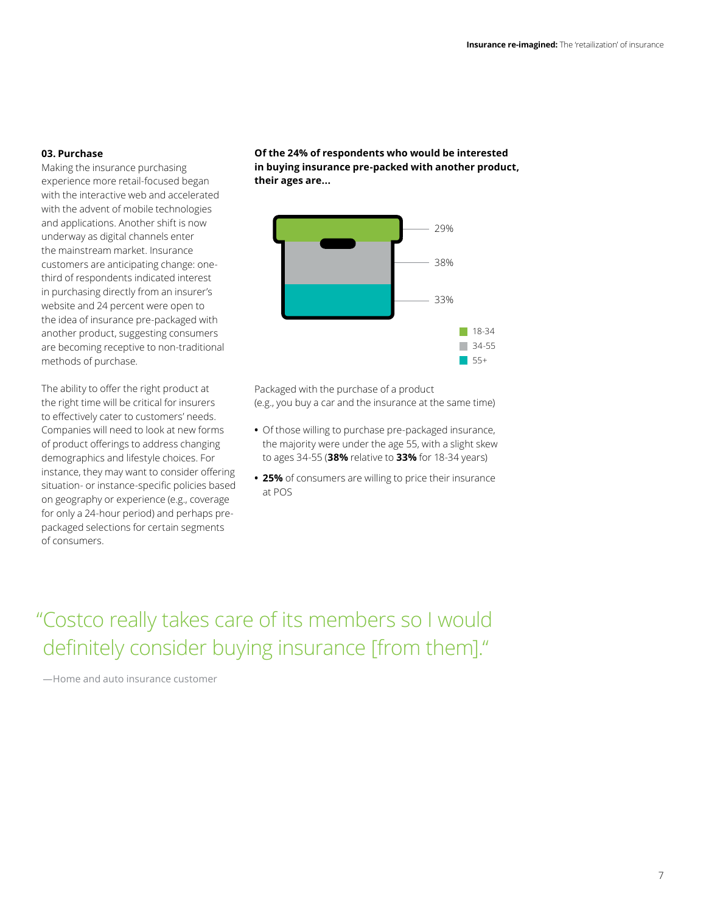### 03. Purchase

Making the insurance purchasing experience more retail-focused began with the interactive web and accelerated with the advent of mobile technologies and applications. Another shift is now underway as digital channels enter the mainstream market. Insurance customers are anticipating change: one-third of respondents indicated interest in purchasing directly from an insurer's website and 24 percent were open to the idea of insurance pre-packaged with another product, suggesting consumers are becoming receptive to non-traditional methods of purchase.

The ability to offer the right product at the right time will be critical for insurers to effectively cater to customers' needs. Companies will need to look at new forms of product offerings to address changing demographics and lifestyle choices. For instance, they may want to consider offering situation- or instance-specific policies based on geography or experience (e.g., coverage for only a 24-hour period) and perhaps pre-packaged selections for certain segments of consumers.

**Of the 24% of respondents who would be interested in buying insurance pre-packed with another product, their ages are...**

29%
38%
33%

18-34
34-55
55+

Packaged with the purchase of a product
(e.g., you buy a car and the insurance at the same time)

- Of those willing to purchase pre-packaged insurance, the majority were under the age 55, with a slight skew to ages 34-55 (**38%** relative to **33%** for 18-34 years)
- **25%** of consumers are willing to price their insurance at POS

"Costco really takes care of its members so I would definitely consider buying insurance [from them]."

—Home and auto insurance customer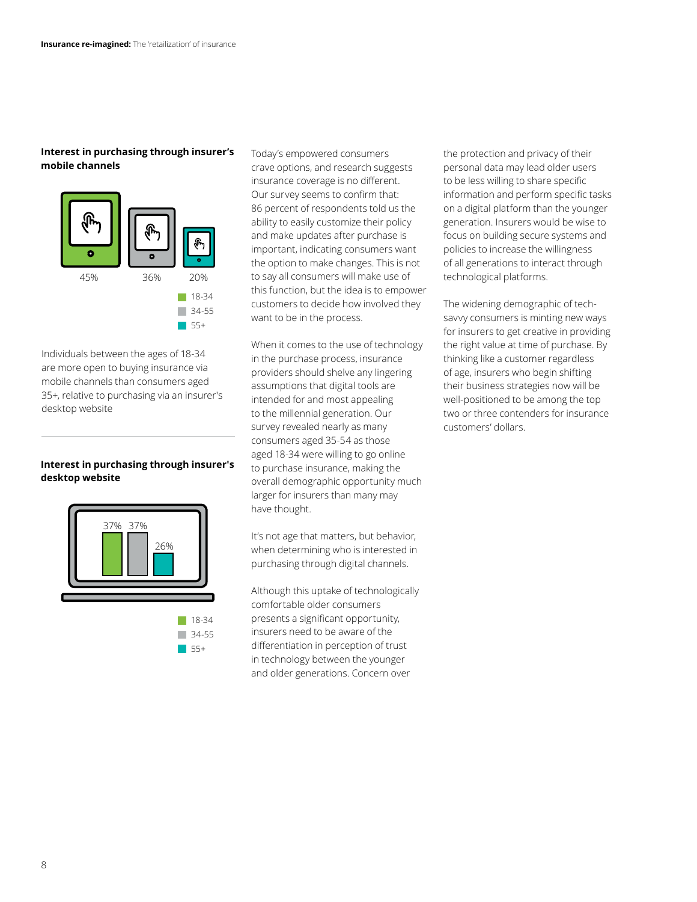**Interest in purchasing through insurer's mobile channels**

45%

36%

20%

18-34

34-55

55+

Individuals between the ages of 18-34 are more open to buying insurance via mobile channels than consumers aged 35+, relative to purchasing via an insurer's desktop website

**Interest in purchasing through insurer's desktop website**

37% 37%

26%

18-34

34-55

55+

Today's empowered consumers crave options, and research suggests insurance coverage is no different. Our survey seems to confirm that: 86 percent of respondents told us the ability to easily customize their policy and make updates after purchase is important, indicating consumers want the option to make changes. This is not to say all consumers will make use of this function, but the idea is to empower customers to decide how involved they want to be in the process.

When it comes to the use of technology in the purchase process, insurance providers should shelve any lingering assumptions that digital tools are intended for and most appealing to the millennial generation. Our survey revealed nearly as many consumers aged 35-54 as those aged 18-34 were willing to go online to purchase insurance, making the overall demographic opportunity much larger for insurers than many may have thought.

It's not age that matters, but behavior, when determining who is interested in purchasing through digital channels.

Although this uptake of technologically comfortable older consumers presents a significant opportunity, insurers need to be aware of the differentiation in perception of trust in technology between the younger and older generations. Concern over the protection and privacy of their personal data may lead older users to be less willing to share specific information and perform specific tasks on a digital platform than the younger generation. Insurers would be wise to focus on building secure systems and policies to increase the willingness of all generations to interact through technological platforms.

The widening demographic of tech-savvy consumers is minting new ways for insurers to get creative in providing the right value at time of purchase. By thinking like a customer regardless of age, insurers who begin shifting their business strategies now will be well-positioned to be among the top two or three contenders for insurance customers' dollars.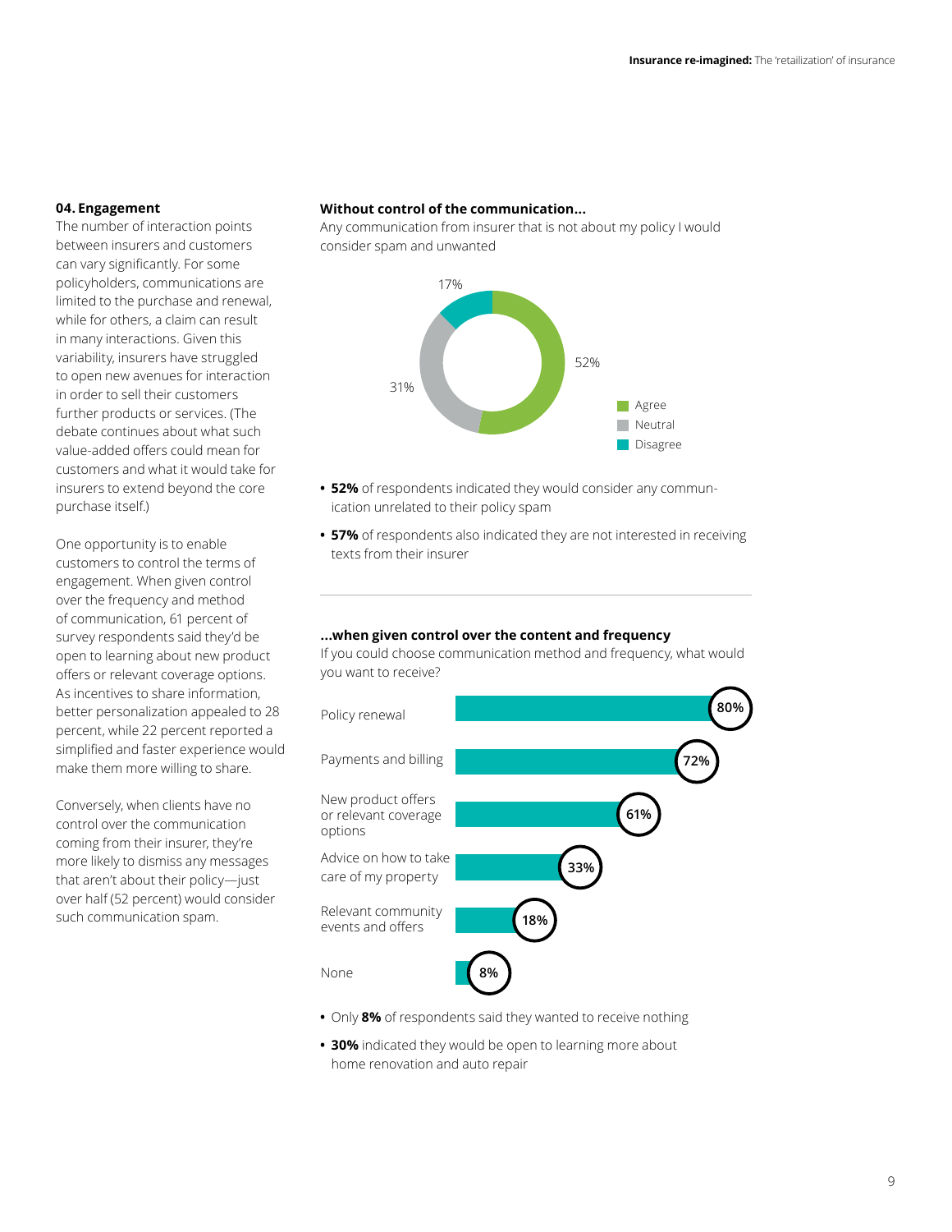## 04. Engagement

The number of interaction points between insurers and customers can vary significantly. For some policyholders, communications are limited to the purchase and renewal, while for others, a claim can result in many interactions. Given this variability, insurers have struggled to open new avenues for interaction in order to sell their customers further products or services. (The debate continues about what such value-added offers could mean for customers and what it would take for insurers to extend beyond the core purchase itself.)

One opportunity is to enable customers to control the terms of engagement. When given control over the frequency and method of communication, 61 percent of survey respondents said they'd be open to learning about new product offers or relevant coverage options. As incentives to share information, better personalization appealed to 28 percent, while 22 percent reported a simplified and faster experience would make them more willing to share.

Conversely, when clients have no control over the communication coming from their insurer, they're more likely to dismiss any messages that aren't about their policy—just over half (52 percent) would consider such communication spam.

**Without control of the communication...**

Any communication from insurer that is not about my policy I would consider spam and unwanted

17%
52%
31%

Agree
Neutral
Disagree

- **52%** of respondents indicated they would consider any communication unrelated to their policy spam
- **57%** of respondents also indicated they are not interested in receiving texts from their insurer

**...when given control over the content and frequency**

If you could choose communication method and frequency, what would you want to receive?

Policy renewal 80%
Payments and billing 72%
New product offers or relevant coverage options 61%
Advice on how to take care of my property 33%
Relevant community events and offers 18%
None 8%

- Only **8%** of respondents said they wanted to receive nothing
- **30%** indicated they would be open to learning more about home renovation and auto repair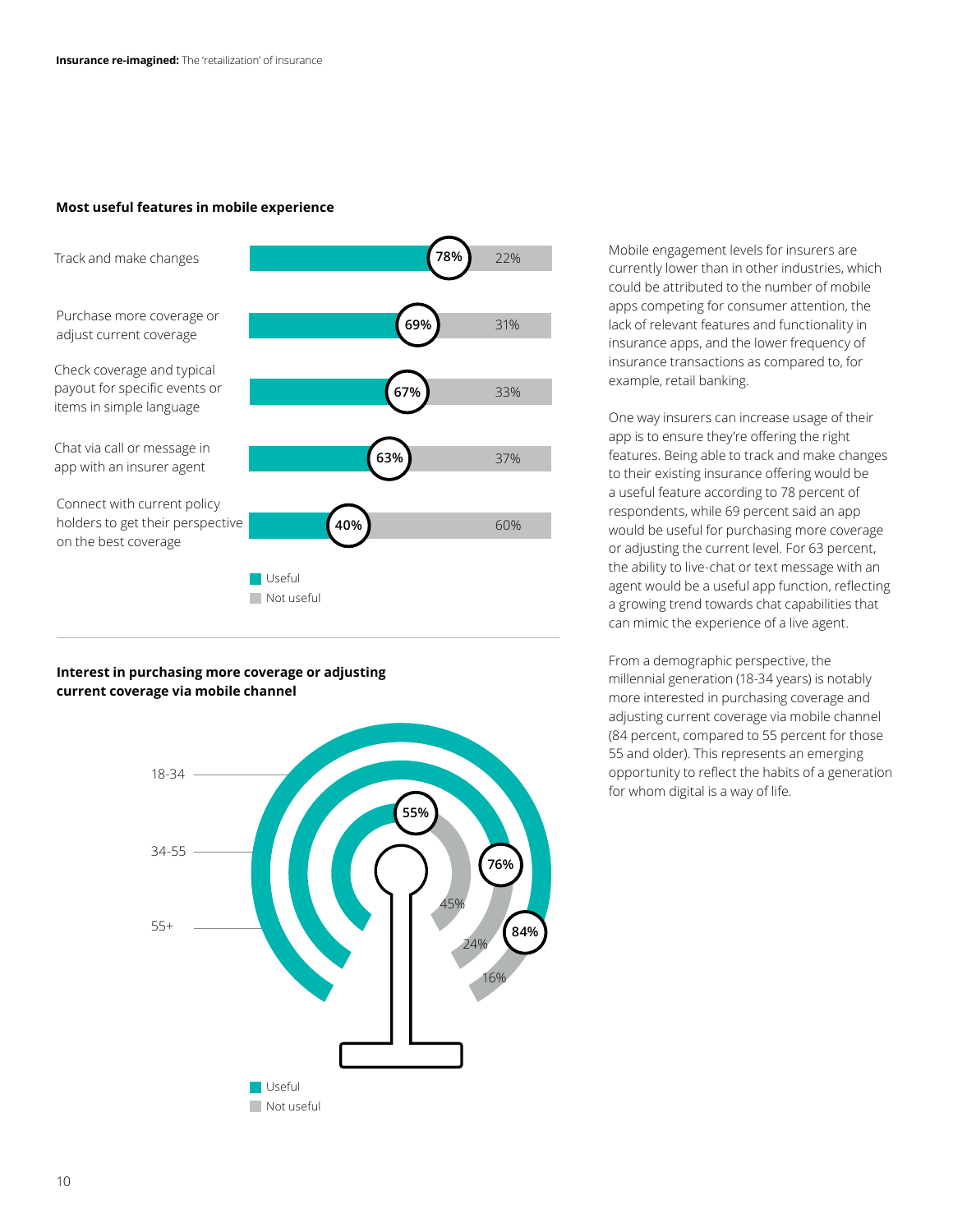**Most useful features in mobile experience**

Track and make changes
78%
22%

Purchase more coverage or adjust current coverage
69%
31%

Check coverage and typical payout for specific events or items in simple language
67%
33%

Chat via call or message in app with an insurer agent
63%
37%

Connect with current policy holders to get their perspective on the best coverage
40%
60%

Useful
Not useful

**Interest in purchasing more coverage or adjusting current coverage via mobile channel**

18-34
34-55
55+
55%
45%
76%
24%
84%
16%

Useful
Not useful

Mobile engagement levels for insurers are currently lower than in other industries, which could be attributed to the number of mobile apps competing for consumer attention, the lack of relevant features and functionality in insurance apps, and the lower frequency of insurance transactions as compared to, for example, retail banking.

One way insurers can increase usage of their app is to ensure they're offering the right features. Being able to track and make changes to their existing insurance offering would be a useful feature according to 78 percent of respondents, while 69 percent said an app would be useful for purchasing more coverage or adjusting the current level. For 63 percent, the ability to live-chat or text message with an agent would be a useful app function, reflecting a growing trend towards chat capabilities that can mimic the experience of a live agent.

From a demographic perspective, the millennial generation (18-34 years) is notably more interested in purchasing coverage and adjusting current coverage via mobile channel (84 percent, compared to 55 percent for those 55 and older). This represents an emerging opportunity to reflect the habits of a generation for whom digital is a way of life.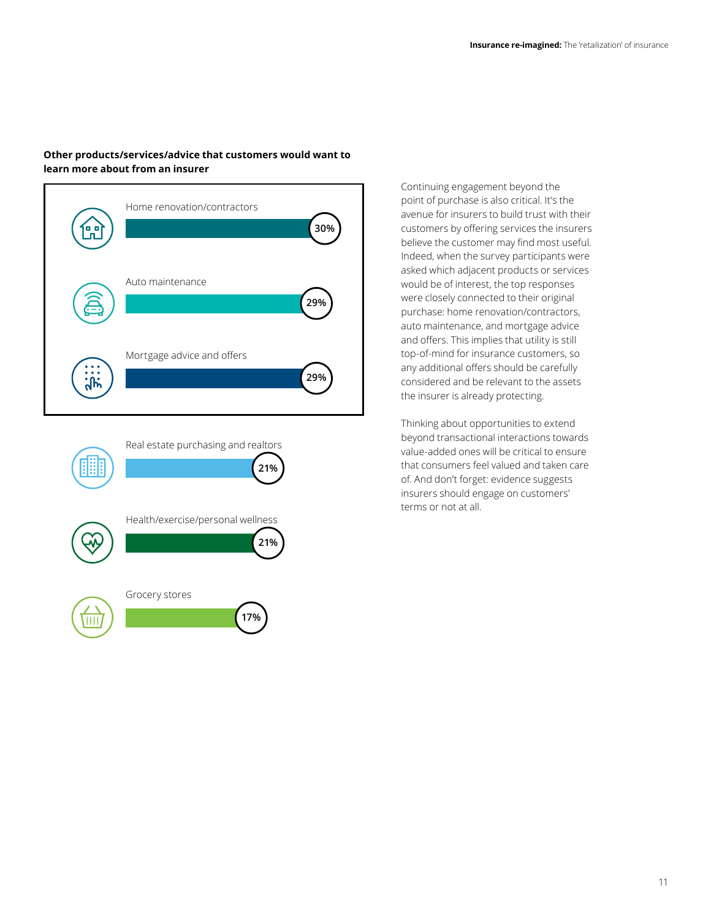**Other products/services/advice that customers would want to learn more about from an insurer**

Home renovation/contractors
30%

Auto maintenance
29%

Mortgage advice and offers
29%

Real estate purchasing and realtors
21%

Health/exercise/personal wellness
21%

Grocery stores
17%

Continuing engagement beyond the point of purchase is also critical. It's the avenue for insurers to build trust with their customers by offering services the insurers believe the customer may find most useful. Indeed, when the survey participants were asked which adjacent products or services would be of interest, the top responses were closely connected to their original purchase: home renovation/contractors, auto maintenance, and mortgage advice and offers. This implies that utility is still top-of-mind for insurance customers, so any additional offers should be carefully considered and be relevant to the assets the insurer is already protecting.

Thinking about opportunities to extend beyond transactional interactions towards value-added ones will be critical to ensure that consumers feel valued and taken care of. And don't forget: evidence suggests insurers should engage on customers' terms or not at all.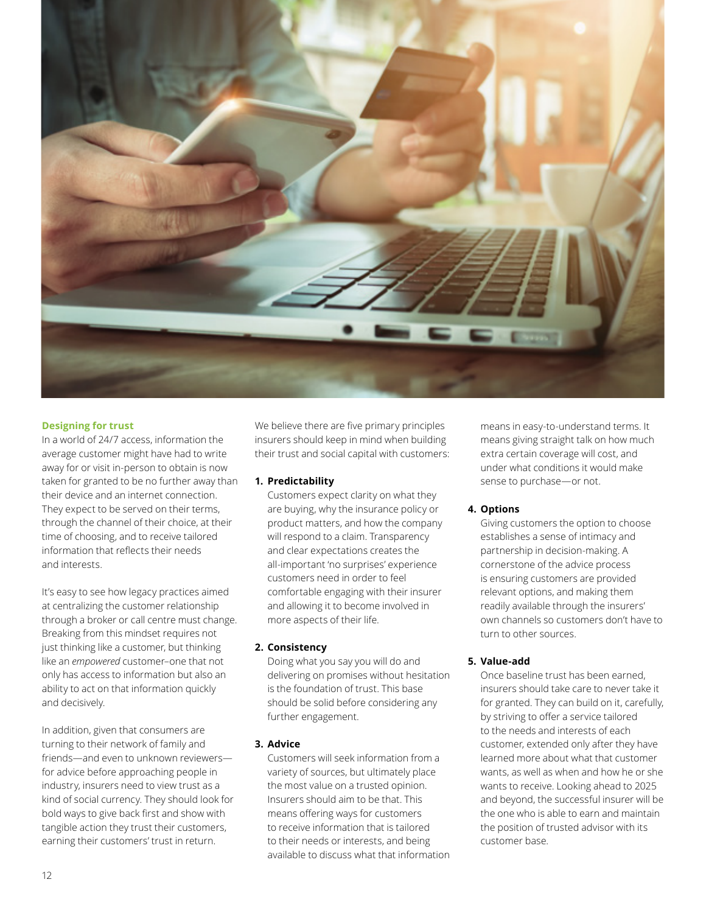## Designing for trust

In a world of 24/7 access, information the average customer might have had to write away for or visit in-person to obtain is now taken for granted to be no further away than their device and an internet connection. They expect to be served on their terms, through the channel of their choice, at their time of choosing, and to receive tailored information that reflects their needs and interests.

It's easy to see how legacy practices aimed at centralizing the customer relationship through a broker or call centre must change. Breaking from this mindset requires not just thinking like a customer, but thinking like an *empowered* customer–one that not only has access to information but also an ability to act on that information quickly and decisively.

In addition, given that consumers are turning to their network of family and friends—and even to unknown reviewers—for advice before approaching people in industry, insurers need to view trust as a kind of social currency. They should look for bold ways to give back first and show with tangible action they trust their customers, earning their customers' trust in return.

We believe there are five primary principles insurers should keep in mind when building their trust and social capital with customers:

1. **Predictability**
   Customers expect clarity on what they are buying, why the insurance policy or product matters, and how the company will respond to a claim. Transparency and clear expectations creates the all-important 'no surprises' experience customers need in order to feel comfortable engaging with their insurer and allowing it to become involved in more aspects of their life.

2. **Consistency**
   Doing what you say you will do and delivering on promises without hesitation is the foundation of trust. This base should be solid before considering any further engagement.

3. **Advice**
   Customers will seek information from a variety of sources, but ultimately place the most value on a trusted opinion. Insurers should aim to be that. This means offering ways for customers to receive information that is tailored to their needs or interests, and being available to discuss what that information means in easy-to-understand terms. It means giving straight talk on how much extra certain coverage will cost, and under what conditions it would make sense to purchase—or not.

4. **Options**
   Giving customers the option to choose establishes a sense of intimacy and partnership in decision-making. A cornerstone of the advice process is ensuring customers are provided relevant options, and making them readily available through the insurers' own channels so customers don't have to turn to other sources.

5. **Value-add**
   Once baseline trust has been earned, insurers should take care to never take it for granted. They can build on it, carefully, by striving to offer a service tailored to the needs and interests of each customer, extended only after they have learned more about what that customer wants, as well as when and how he or she wants to receive. Looking ahead to 2025 and beyond, the successful insurer will be the one who is able to earn and maintain the position of trusted advisor with its customer base.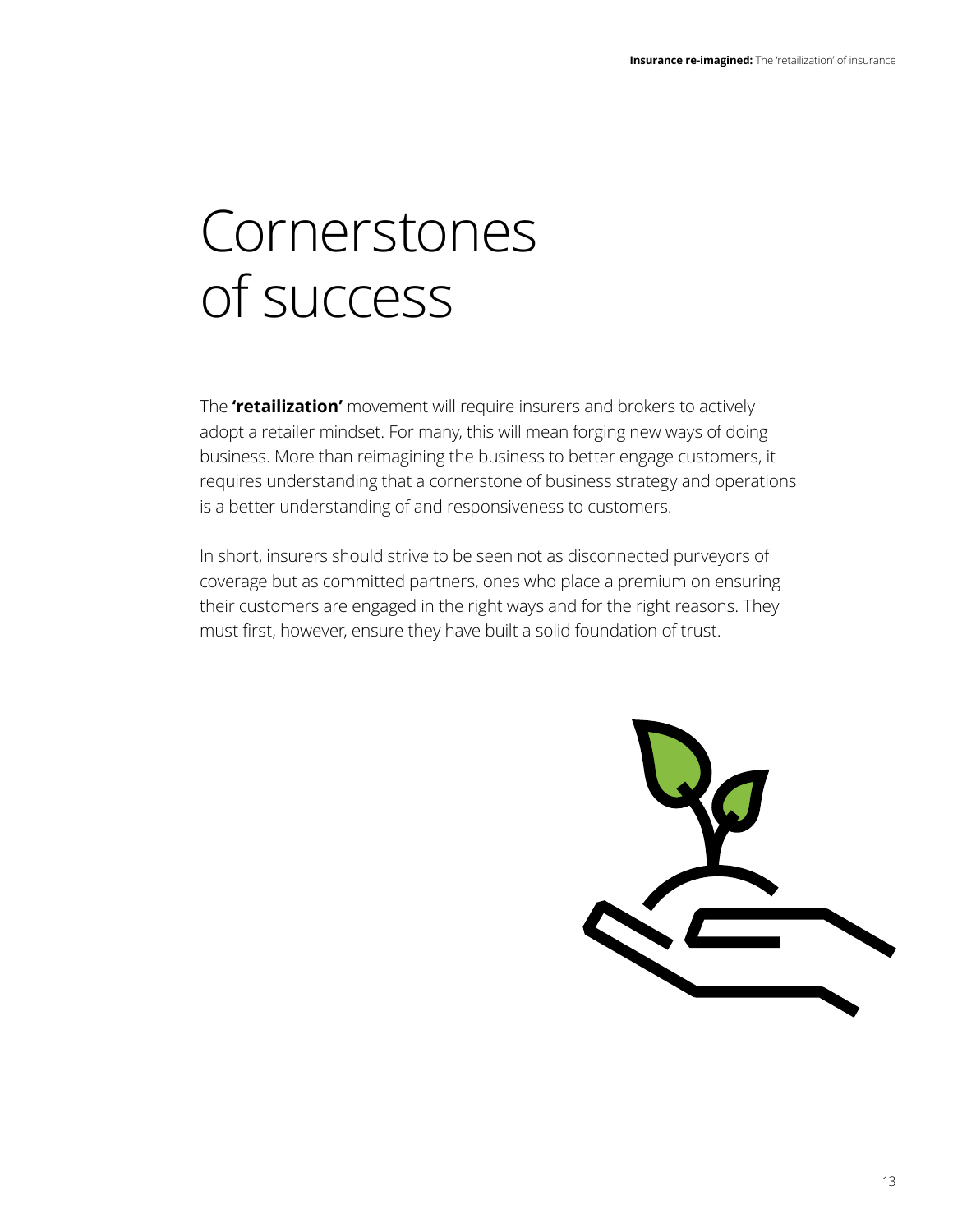# Cornerstones of success

The **'retailization'** movement will require insurers and brokers to actively adopt a retailer mindset. For many, this will mean forging new ways of doing business. More than reimagining the business to better engage customers, it requires understanding that a cornerstone of business strategy and operations is a better understanding of and responsiveness to customers.

In short, insurers should strive to be seen not as disconnected purveyors of coverage but as committed partners, ones who place a premium on ensuring their customers are engaged in the right ways and for the right reasons. They must first, however, ensure they have built a solid foundation of trust.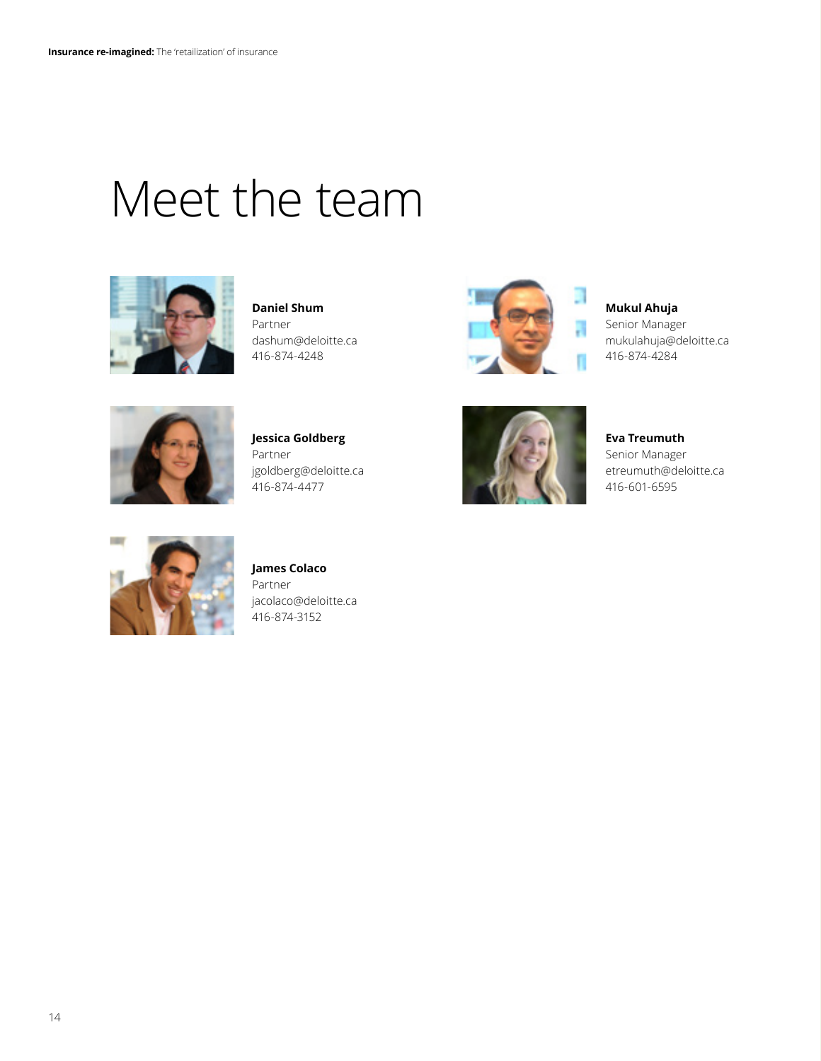# Meet the team

**Daniel Shum**
Partner
dashum@deloitte.ca
416-874-4248

**Mukul Ahuja**
Senior Manager
mukulahuja@deloitte.ca
416-874-4284

**Jessica Goldberg**
Partner
jgoldberg@deloitte.ca
416-874-4477

**Eva Treumuth**
Senior Manager
etreumuth@deloitte.ca
416-601-6595

**James Colaco**
Partner
jacolaco@deloitte.ca
416-874-3152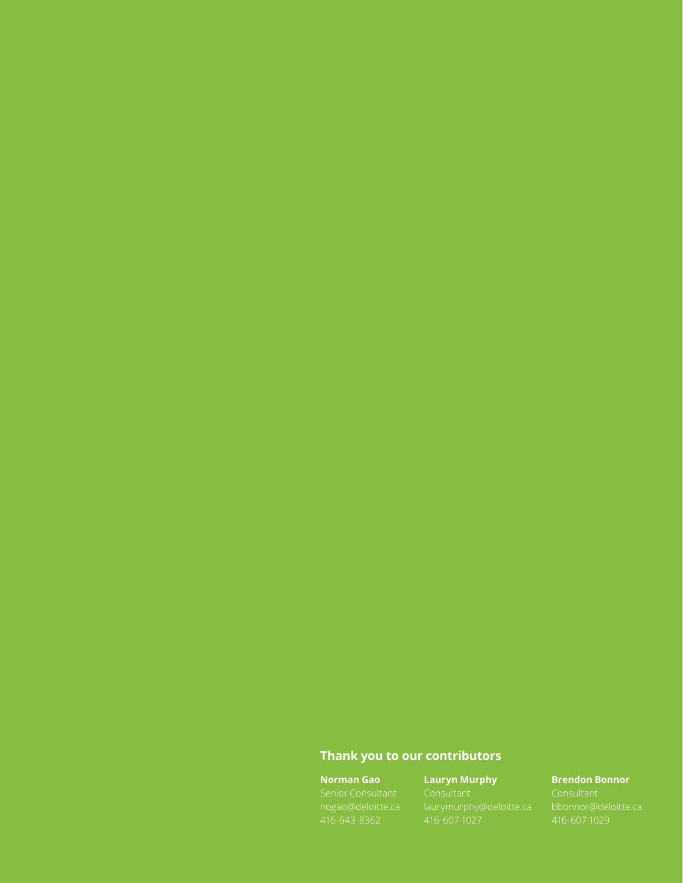## Thank you to our contributors

**Norman Gao**
Senior Consultant
nogao@deloitte.ca
416-643-8362

**Lauryn Murphy**
Consultant
laurymurphy@deloitte.ca
416-607-1027

**Brendon Bonnor**
Consultant
bbonnor@deloitte.ca
416-607-1029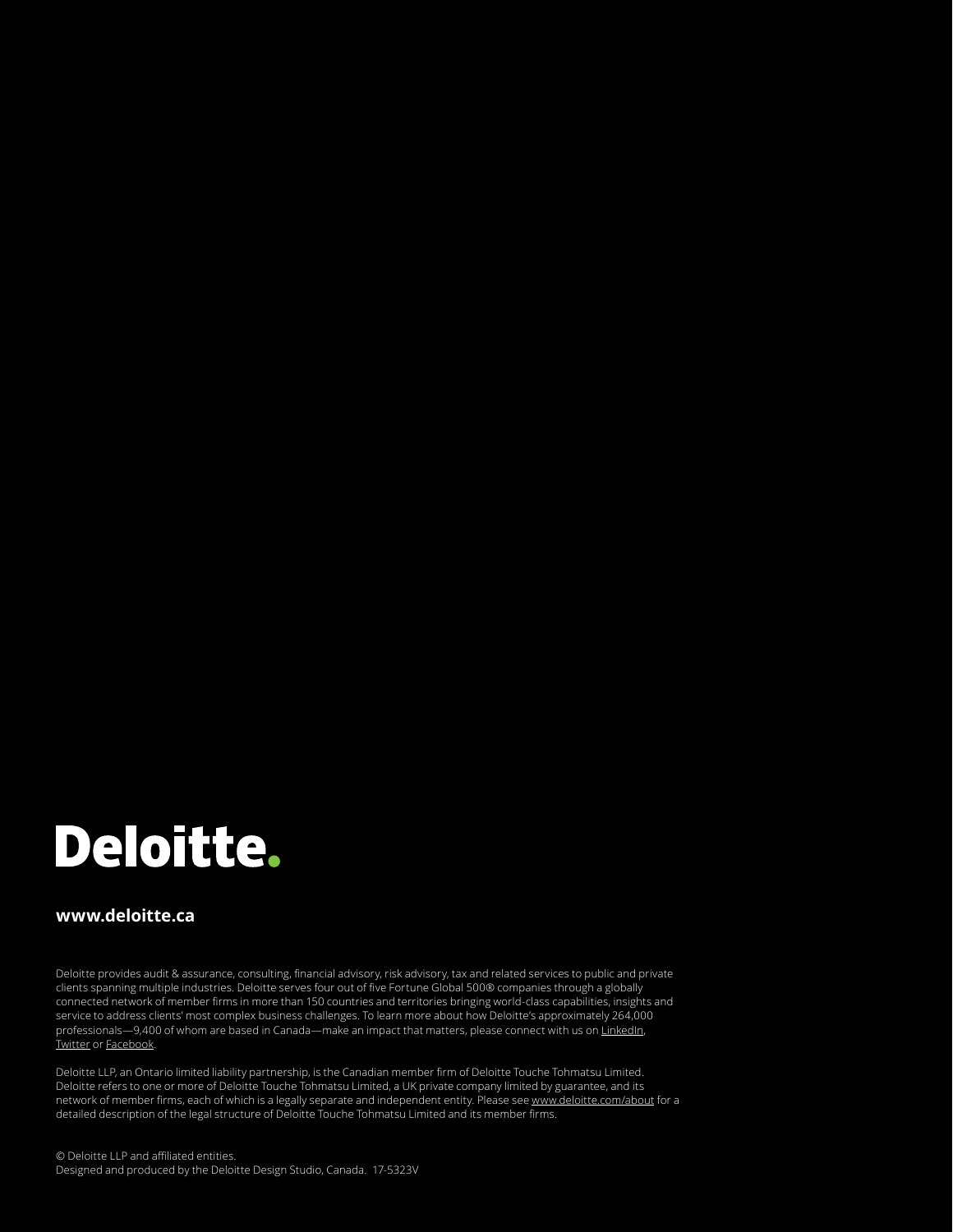# Deloitte.

**www.deloitte.ca**

Deloitte provides audit & assurance, consulting, financial advisory, risk advisory, tax and related services to public and private clients spanning multiple industries. Deloitte serves four out of five Fortune Global 500® companies through a globally connected network of member firms in more than 150 countries and territories bringing world-class capabilities, insights and service to address clients' most complex business challenges. To learn more about how Deloitte's approximately 264,000 professionals—9,400 of whom are based in Canada—make an impact that matters, please connect with us on LinkedIn, Twitter or Facebook.

Deloitte LLP, an Ontario limited liability partnership, is the Canadian member firm of Deloitte Touche Tohmatsu Limited. Deloitte refers to one or more of Deloitte Touche Tohmatsu Limited, a UK private company limited by guarantee, and its network of member firms, each of which is a legally separate and independent entity. Please see www.deloitte.com/about for a detailed description of the legal structure of Deloitte Touche Tohmatsu Limited and its member firms.

© Deloitte LLP and affiliated entities.
Designed and produced by the Deloitte Design Studio, Canada. 17-5323V